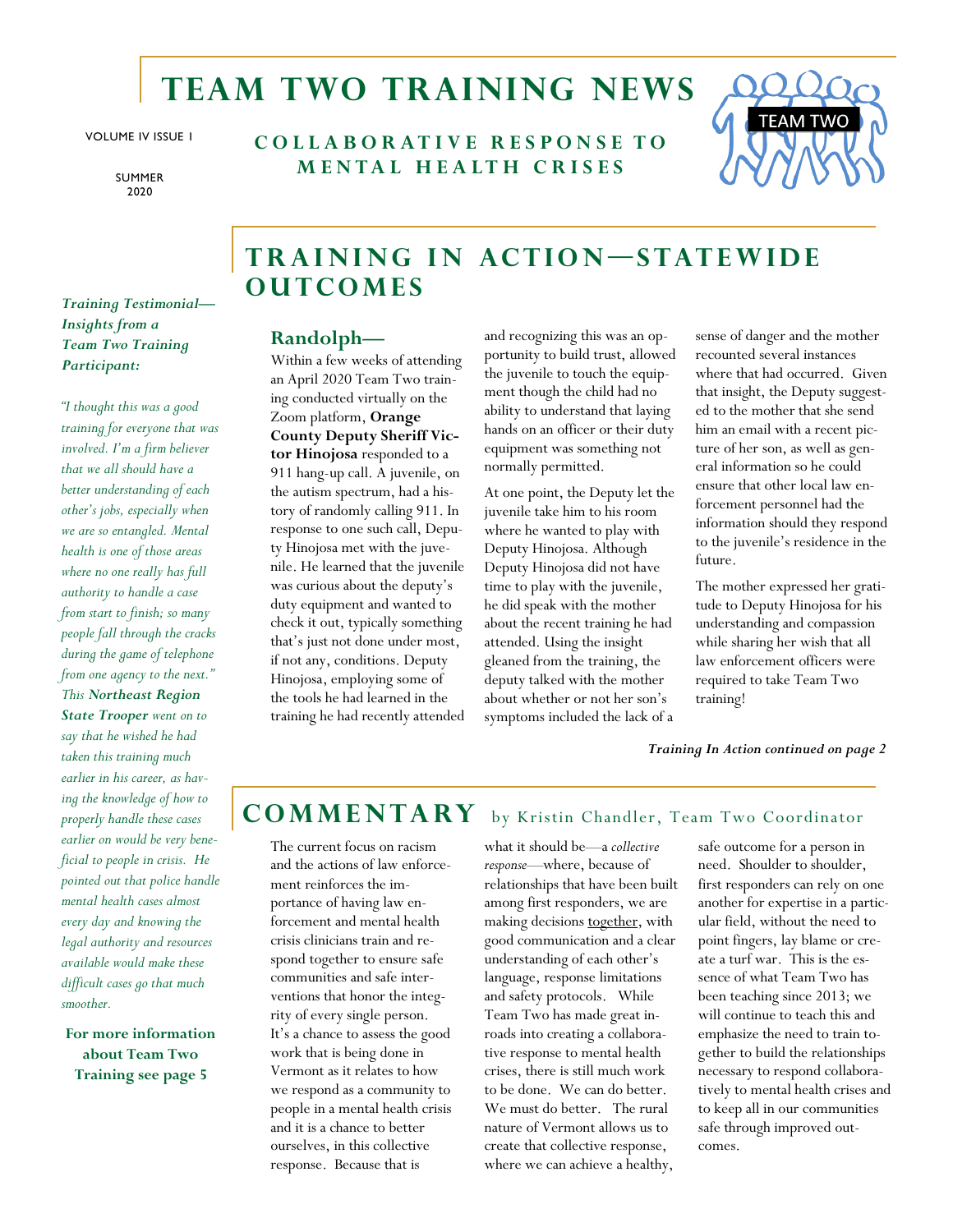# TEAM TWO TRAINING NEWS

VOLUME IV ISSUE 1

SUMMER 2020

**COLLABORATIVE RESPONSE TO MENTAL HEALTH CRISES**

TEAM TWO

## TRAINING IN ACTION—STATEWIDE OUTCOMES

### Randolph—

Within a few weeks of attending an April 2020 Team Two training conducted virtually on the Zoom platform, **Orange County Deputy Sheriff Victor Hinojosa** responded to a 911 hang-up call. A juvenile, on the autism spectrum, had a history of randomly calling 911. In response to one such call, Deputy Hinojosa met with the juvenile. He learned that the juvenile was curious about the deputy's duty equipment and wanted to check it out, typically something that's just not done under most, if not any, conditions. Deputy Hinojosa, employing some of the tools he had learned in the training he had recently attended and recognizing this was an opportunity to build trust, allowed the juvenile to touch the equipment though the child had no ability to understand that laying hands on an officer or their duty equipment was something not normally permitted.

At one point, the Deputy let the juvenile take him to his room where he wanted to play with Deputy Hinojosa. Although Deputy Hinojosa did not have time to play with the juvenile, he did speak with the mother about the recent training he had attended. Using the insight gleaned from the training, the deputy talked with the mother about whether or not her son's symptoms included the lack of a sense of danger and the mother recounted several instances where that had occurred. Given that insight, the Deputy suggested to the mother that she send him an email with a recent picture of her son, as well as general information so he could ensure that other local law enforcement personnel had the information should they respond to the juvenile's residence in the future.

The mother expressed her gratitude to Deputy Hinojosa for his understanding and compassion while sharing her wish that all law enforcement officers were required to take Team Two training!

***Training In Action continued on page 2***

***Training Testimonial—Insights from a Team Two Training Participant:***

*"I thought this was a good training for everyone that was involved. I'm a firm believer that we all should have a better understanding of each other's jobs, especially when we are so entangled. Mental health is one of those areas where no one really has full authority to handle a case from start to finish; so many people fall through the cracks during the game of telephone from one agency to the next." This **Northeast Region State Trooper** went on to say that he wished he had taken this training much earlier in his career, as having the knowledge of how to properly handle these cases earlier on would be very beneficial to people in crisis. He pointed out that police handle mental health cases almost every day and knowing the legal authority and resources available would make these difficult cases go that much smoother.*

**For more information about Team Two Training see page 5**

## COMMENTARY by Kristin Chandler, Team Two Coordinator

The current focus on racism and the actions of law enforcement reinforces the importance of having law enforcement and mental health crisis clinicians train and respond together to ensure safe communities and safe interventions that honor the integrity of every single person. It's a chance to assess the good work that is being done in Vermont as it relates to how we respond as a community to people in a mental health crisis and it is a chance to better ourselves, in this collective response. Because that is what it should be—a *collective response*—where, because of relationships that have been built among first responders, we are making decisions <u>together</u>, with good communication and a clear understanding of each other's language, response limitations and safety protocols. While Team Two has made great inroads into creating a collaborative response to mental health crises, there is still much work to be done. We can do better. We must do better. The rural nature of Vermont allows us to create that collective response, where we can achieve a healthy, safe outcome for a person in need. Shoulder to shoulder, first responders can rely on one another for expertise in a particular field, without the need to point fingers, lay blame or create a turf war. This is the essence of what Team Two has been teaching since 2013; we will continue to teach this and emphasize the need to train together to build the relationships necessary to respond collaboratively to mental health crises and to keep all in our communities safe through improved outcomes.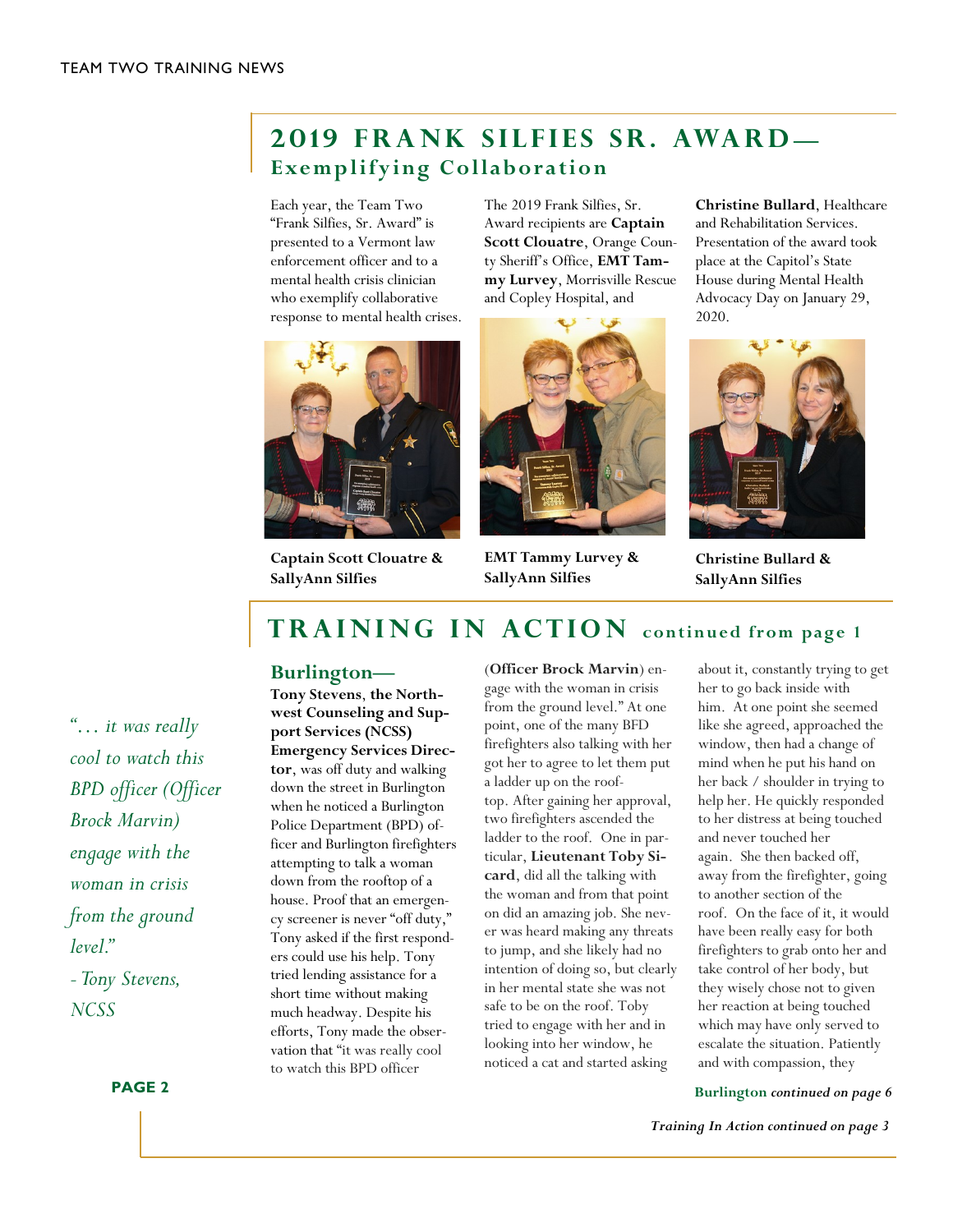## 2019 FRANK SILFIES SR. AWARD—
### Exemplifying Collaboration

Each year, the Team Two "Frank Silfies, Sr. Award" is presented to a Vermont law enforcement officer and to a mental health crisis clinician who exemplify collaborative response to mental health crises.

The 2019 Frank Silfies, Sr. Award recipients are **Captain Scott Clouatre**, Orange County Sheriff's Office, **EMT Tammy Lurvey**, Morrisville Rescue and Copley Hospital, and **Christine Bullard**, Healthcare and Rehabilitation Services. Presentation of the award took place at the Capitol's State House during Mental Health Advocacy Day on January 29, 2020.

**Captain Scott Clouatre & SallyAnn Silfies**

**EMT Tammy Lurvey & SallyAnn Silfies**

**Christine Bullard & SallyAnn Silfies**

## TRAINING IN ACTION continued from page 1

*"… it was really cool to watch this BPD officer (Officer Brock Marvin) engage with the woman in crisis from the ground level."*
*- Tony Stevens, NCSS*

### Burlington—

**Tony Stevens**, **the Northwest Counseling and Support Services (NCSS) Emergency Services Director**, was off duty and walking down the street in Burlington when he noticed a Burlington Police Department (BPD) officer and Burlington firefighters attempting to talk a woman down from the rooftop of a house. Proof that an emergency screener is never "off duty," Tony asked if the first responders could use his help. Tony tried lending assistance for a short time without making much headway. Despite his efforts, Tony made the observation that "it was really cool to watch this BPD officer (**Officer Brock Marvin**) engage with the woman in crisis from the ground level." At one point, one of the many BFD firefighters also talking with her got her to agree to let them put a ladder up on the rooftop. After gaining her approval, two firefighters ascended the ladder to the roof. One in particular, **Lieutenant Toby Sicard**, did all the talking with the woman and from that point on did an amazing job. She never was heard making any threats to jump, and she likely had no intention of doing so, but clearly in her mental state she was not safe to be on the roof. Toby tried to engage with her and in looking into her window, he noticed a cat and started asking about it, constantly trying to get her to go back inside with him. At one point she seemed like she agreed, approached the window, then had a change of mind when he put his hand on her back / shoulder in trying to help her. He quickly responded to her distress at being touched and never touched her again. She then backed off, away from the firefighter, going to another section of the roof. On the face of it, it would have been really easy for both firefighters to grab onto her and take control of her body, but they wisely chose not to given her reaction at being touched which may have only served to escalate the situation. Patiently and with compassion, they

**Burlington** ***continued on page 6***

***Training In Action continued on page 3***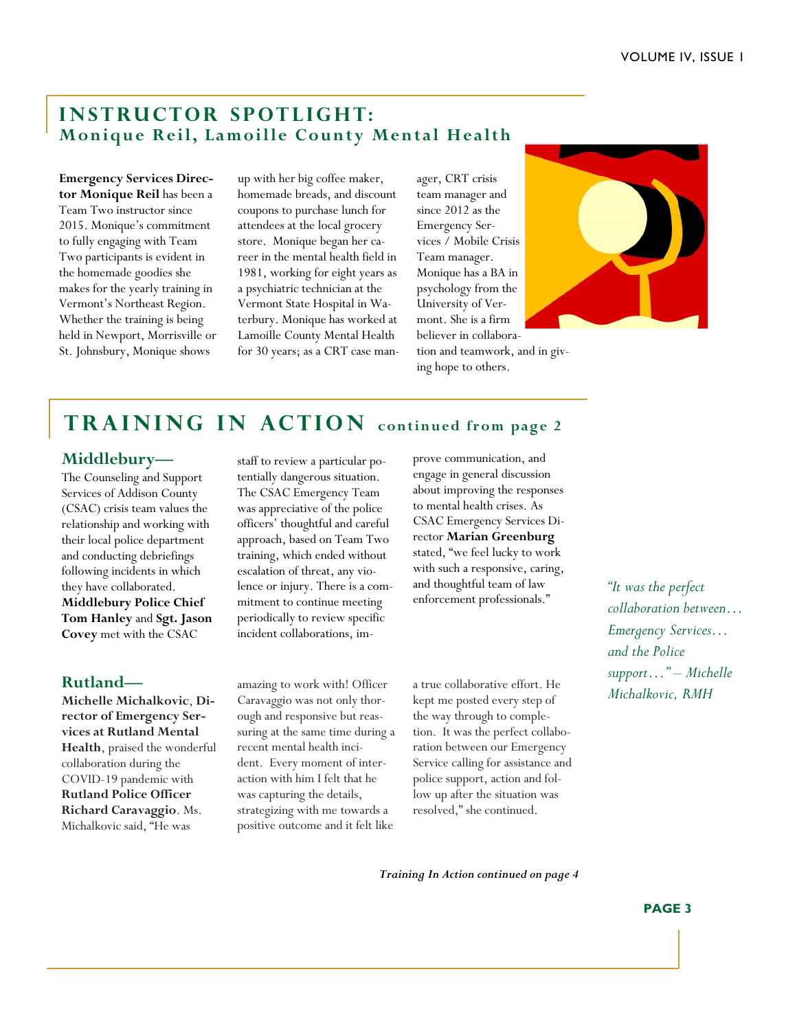## INSTRUCTOR SPOTLIGHT: Monique Reil, Lamoille County Mental Health

**Emergency Services Director Monique Reil** has been a Team Two instructor since 2015. Monique's commitment to fully engaging with Team Two participants is evident in the homemade goodies she makes for the yearly training in Vermont's Northeast Region. Whether the training is being held in Newport, Morrisville or St. Johnsbury, Monique shows up with her big coffee maker, homemade breads, and discount coupons to purchase lunch for attendees at the local grocery store. Monique began her career in the mental health field in 1981, working for eight years as a psychiatric technician at the Vermont State Hospital in Waterbury. Monique has worked at Lamoille County Mental Health for 30 years; as a CRT case manager, CRT crisis team manager and since 2012 as the Emergency Services / Mobile Crisis Team manager. Monique has a BA in psychology from the University of Vermont. She is a firm believer in collaboration and teamwork, and in giving hope to others.

## TRAINING IN ACTION continued from page 2

### Middlebury—

The Counseling and Support Services of Addison County (CSAC) crisis team values the relationship and working with their local police department and conducting debriefings following incidents in which they have collaborated. **Middlebury Police Chief Tom Hanley** and **Sgt. Jason Covey** met with the CSAC staff to review a particular potentially dangerous situation. The CSAC Emergency Team was appreciative of the police officers' thoughtful and careful approach, based on Team Two training, which ended without escalation of threat, any violence or injury. There is a commitment to continue meeting periodically to review specific incident collaborations, improve communication, and engage in general discussion about improving the responses to mental health crises. As CSAC Emergency Services Director **Marian Greenburg** stated, "we feel lucky to work with such a responsive, caring, and thoughtful team of law enforcement professionals."

### Rutland—

**Michelle Michalkovic**, **Director of Emergency Services at Rutland Mental Health**, praised the wonderful collaboration during the COVID-19 pandemic with **Rutland Police Officer Richard Caravaggio**. Ms. Michalkovic said, "He was amazing to work with! Officer Caravaggio was not only thorough and responsive but reassuring at the same time during a recent mental health incident. Every moment of interaction with him I felt that he was capturing the details, strategizing with me towards a positive outcome and it felt like a true collaborative effort. He kept me posted every step of the way through to completion. It was the perfect collaboration between our Emergency Service calling for assistance and police support, action and follow up after the situation was resolved," she continued.

*"It was the perfect collaboration between… Emergency Services… and the Police support…" – Michelle Michalkovic, RMH*

***Training In Action continued on page 4***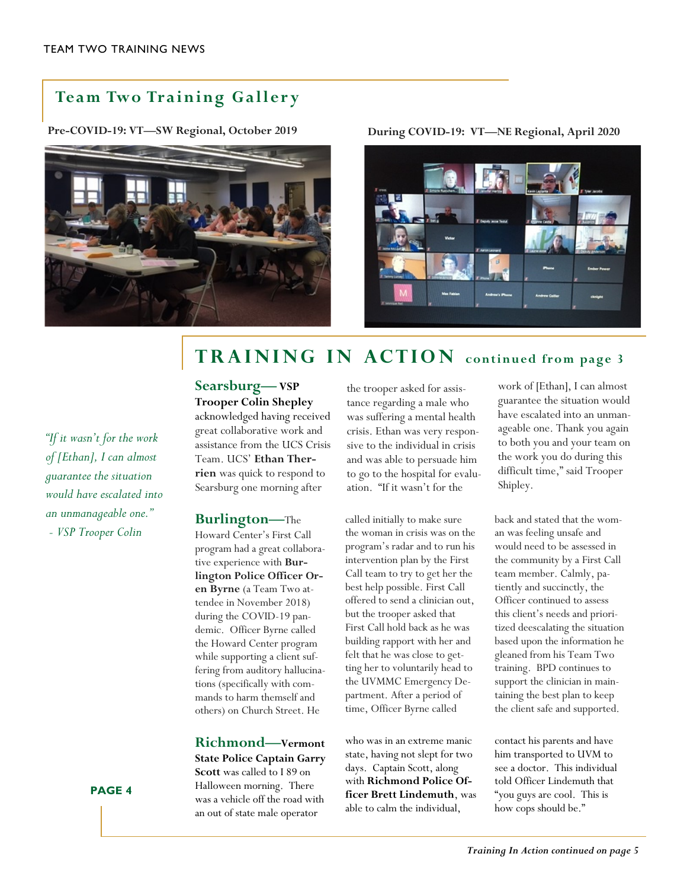## Team Two Training Gallery

**Pre-COVID-19: VT—SW Regional, October 2019**

**During COVID-19: VT—NE Regional, April 2020**

## TRAINING IN ACTION continued from page 3

*"If it wasn't for the work of [Ethan], I can almost guarantee the situation would have escalated into an unmanageable one."*
*- VSP Trooper Colin*

**Searsburg— VSP Trooper Colin Shepley** acknowledged having received great collaborative work and assistance from the UCS Crisis Team. UCS' **Ethan Therrien** was quick to respond to Searsburg one morning after the trooper asked for assistance regarding a male who was suffering a mental health crisis. Ethan was very responsive to the individual in crisis and was able to persuade him to go to the hospital for evaluation. "If it wasn't for the work of [Ethan], I can almost guarantee the situation would have escalated into an unmanageable one. Thank you again to both you and your team on the work you do during this difficult time," said Trooper Shipley.

**Burlington—**The Howard Center's First Call program had a great collaborative experience with **Burlington Police Officer Oren Byrne** (a Team Two attendee in November 2018) during the COVID-19 pandemic. Officer Byrne called the Howard Center program while supporting a client suffering from auditory hallucinations (specifically with commands to harm themself and others) on Church Street. He called initially to make sure the woman in crisis was on the program's radar and to run his intervention plan by the First Call team to try to get her the best help possible. First Call offered to send a clinician out, but the trooper asked that First Call hold back as he was building rapport with her and felt that he was close to getting her to voluntarily head to the UVMMC Emergency Department. After a period of time, Officer Byrne called back and stated that the woman was feeling unsafe and would need to be assessed in the community by a First Call team member. Calmly, patiently and succinctly, the Officer continued to assess this client's needs and prioritized deescalating the situation based upon the information he gleaned from his Team Two training. BPD continues to support the clinician in maintaining the best plan to keep the client safe and supported.

**Richmond—Vermont State Police Captain Garry Scott** was called to I 89 on Halloween morning. There was a vehicle off the road with an out of state male operator who was in an extreme manic state, having not slept for two days. Captain Scott, along with **Richmond Police Officer Brett Lindemuth**, was able to calm the individual, contact his parents and have him transported to UVM to see a doctor. This individual told Officer Lindemuth that "you guys are cool. This is how cops should be."

*Training In Action continued on page 5*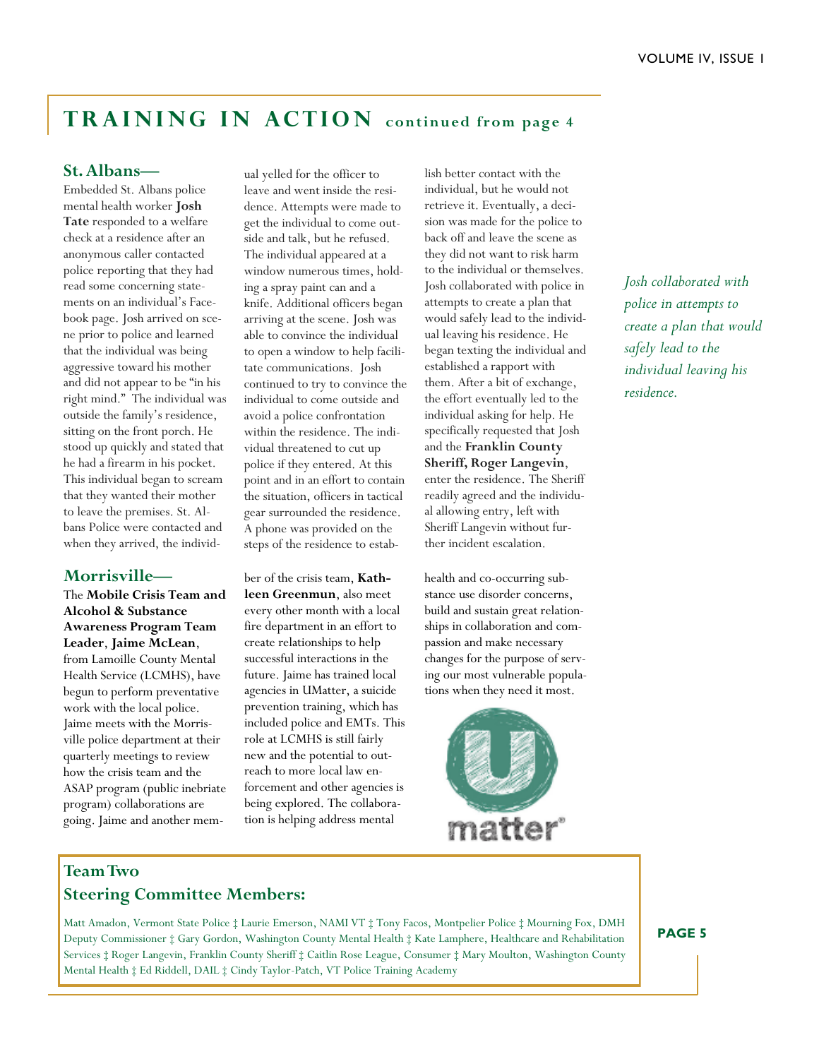# TRAINING IN ACTION continued from page 4

## St. Albans—

Embedded St. Albans police mental health worker **Josh Tate** responded to a welfare check at a residence after an anonymous caller contacted police reporting that they had read some concerning statements on an individual's Facebook page. Josh arrived on scene prior to police and learned that the individual was being aggressive toward his mother and did not appear to be "in his right mind." The individual was outside the family's residence, sitting on the front porch. He stood up quickly and stated that he had a firearm in his pocket. This individual began to scream that they wanted their mother to leave the premises. St. Albans Police were contacted and when they arrived, the individual yelled for the officer to leave and went inside the residence. Attempts were made to get the individual to come outside and talk, but he refused. The individual appeared at a window numerous times, holding a spray paint can and a knife. Additional officers began arriving at the scene. Josh was able to convince the individual to open a window to help facilitate communications. Josh continued to try to convince the individual to come outside and avoid a police confrontation within the residence. The individual threatened to cut up police if they entered. At this point and in an effort to contain the situation, officers in tactical gear surrounded the residence. A phone was provided on the steps of the residence to establish better contact with the individual, but he would not retrieve it. Eventually, a decision was made for the police to back off and leave the scene as they did not want to risk harm to the individual or themselves. Josh collaborated with police in attempts to create a plan that would safely lead to the individual leaving his residence. He began texting the individual and established a rapport with them. After a bit of exchange, the effort eventually led to the individual asking for help. He specifically requested that Josh and the **Franklin County Sheriff, Roger Langevin**, enter the residence. The Sheriff readily agreed and the individual allowing entry, left with Sheriff Langevin without further incident escalation.

*Josh collaborated with police in attempts to create a plan that would safely lead to the individual leaving his residence.*

## Morrisville—

The **Mobile Crisis Team and Alcohol & Substance Awareness Program Team Leader**, **Jaime McLean**, from Lamoille County Mental Health Service (LCMHS), have begun to perform preventative work with the local police. Jaime meets with the Morrisville police department at their quarterly meetings to review how the crisis team and the ASAP program (public inebriate program) collaborations are going. Jaime and another member of the crisis team, **Kathleen Greenmun**, also meet every other month with a local fire department in an effort to create relationships to help successful interactions in the future. Jaime has trained local agencies in UMatter, a suicide prevention training, which has included police and EMTs. This role at LCMHS is still fairly new and the potential to outreach to more local law enforcement and other agencies is being explored. The collaboration is helping address mental health and co-occurring substance use disorder concerns, build and sustain great relationships in collaboration and compassion and make necessary changes for the purpose of serving our most vulnerable populations when they need it most.

## Team Two Steering Committee Members:

Matt Amadon, Vermont State Police ‡ Laurie Emerson, NAMI VT ‡ Tony Facos, Montpelier Police ‡ Mourning Fox, DMH Deputy Commissioner ‡ Gary Gordon, Washington County Mental Health ‡ Kate Lamphere, Healthcare and Rehabilitation Services ‡ Roger Langevin, Franklin County Sheriff ‡ Caitlin Rose League, Consumer ‡ Mary Moulton, Washington County Mental Health ‡ Ed Riddell, DAIL ‡ Cindy Taylor-Patch, VT Police Training Academy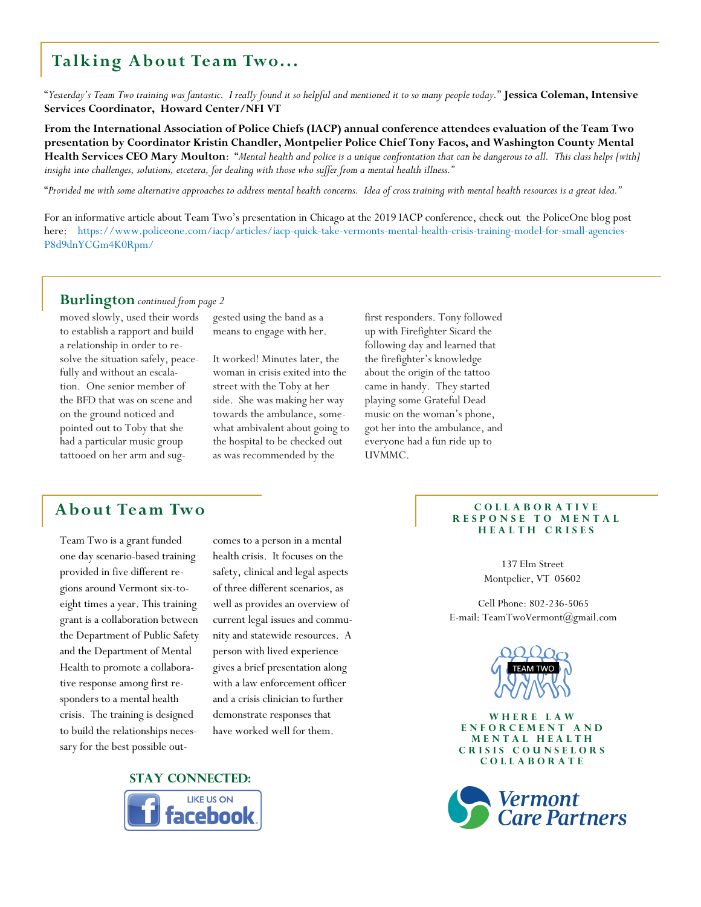## Talking About Team Two...

"*Yesterday's Team Two training was fantastic. I really found it so helpful and mentioned it to so many people today.*" **Jessica Coleman, Intensive Services Coordinator, Howard Center/NFI VT**

**From the International Association of Police Chiefs (IACP) annual conference attendees evaluation of the Team Two presentation by Coordinator Kristin Chandler, Montpelier Police Chief Tony Facos, and Washington County Mental Health Services CEO Mary Moulton**: "*Mental health and police is a unique confrontation that can be dangerous to all. This class helps [with] insight into challenges, solutions, etcetera, for dealing with those who suffer from a mental health illness.*"

"*Provided me with some alternative approaches to address mental health concerns. Idea of cross training with mental health resources is a great idea.*"

For an informative article about Team Two's presentation in Chicago at the 2019 IACP conference, check out the PoliceOne blog post here: https://www.policeone.com/iacp/articles/iacp-quick-take-vermonts-mental-health-crisis-training-model-for-small-agencies-P8d9dnYCGm4K0Rpm/

### Burlington *continued from page 2*

moved slowly, used their words to establish a rapport and build a relationship in order to resolve the situation safely, peacefully and without an escalation. One senior member of the BFD that was on scene and on the ground noticed and pointed out to Toby that she had a particular music group tattooed on her arm and suggested using the band as a means to engage with her.

It worked! Minutes later, the woman in crisis exited into the street with the Toby at her side. She was making her way towards the ambulance, somewhat ambivalent about going to the hospital to be checked out as was recommended by the first responders. Tony followed up with Firefighter Sicard the following day and learned that the firefighter's knowledge about the origin of the tattoo came in handy. They started playing some Grateful Dead music on the woman's phone, got her into the ambulance, and everyone had a fun ride up to UVMMC.

## About Team Two

Team Two is a grant funded one day scenario-based training provided in five different regions around Vermont six-to-eight times a year. This training grant is a collaboration between the Department of Public Safety and the Department of Mental Health to promote a collaborative response among first responders to a mental health crisis. The training is designed to build the relationships necessary for the best possible outcomes to a person in a mental health crisis. It focuses on the safety, clinical and legal aspects of three different scenarios, as well as provides an overview of current legal issues and community and statewide resources. A person with lived experience gives a brief presentation along with a law enforcement officer and a crisis clinician to further demonstrate responses that have worked well for them.

**STAY CONNECTED:**

LIKE US ON facebook

**COLLABORATIVE RESPONSE TO MENTAL HEALTH CRISES**

137 Elm Street
Montpelier, VT 05602

Cell Phone: 802-236-5065
E-mail: TeamTwoVermont@gmail.com

TEAM TWO

**WHERE LAW ENFORCEMENT AND MENTAL HEALTH CRISIS COUNSELORS COLLABORATE**

Vermont Care Partners